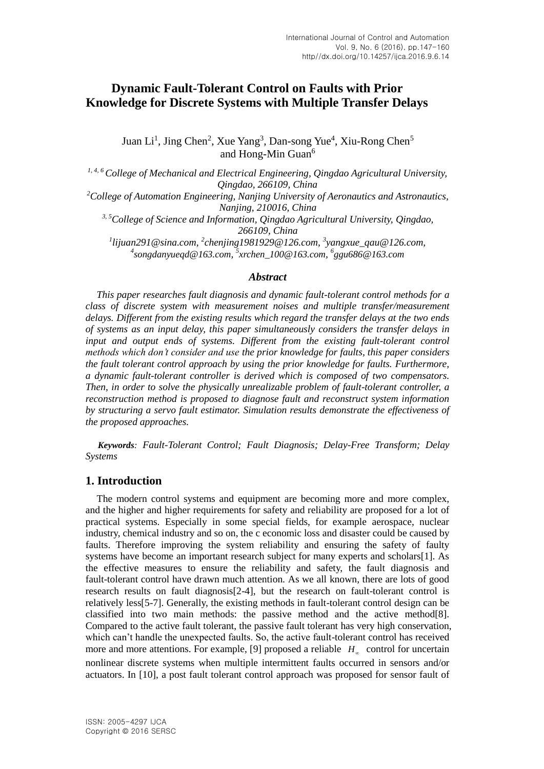# Dynamic Fault-Tolerant Control on Faults with Prior Knowledge for Discrete Systems with Multiple Transfer Delays

Juan Li[1], Jing Chen[2], Xue Yang[3], Dan-song Yue[4], Xiu-Rong Chen[5] and Hong-Min Guan[6]

*[1, 4, 6] College of Mechanical and Electrical Engineering, Qingdao Agricultural University, Qingdao, 266109, China*
*[2] College of Automation Engineering, Nanjing University of Aeronautics and Astronautics, Nanjing, 210016, China*
*[3, 5] College of Science and Information, Qingdao Agricultural University, Qingdao, 266109, China*
*[1] lijuan291@sina.com, [2] chenjing1981929@126.com, [3] yangxue_qau@126.com, [4] songdanyueqd@163.com, [5] xrchen_100@163.com, [6] ggu686@163.com*

### *Abstract*

*This paper researches fault diagnosis and dynamic fault-tolerant control methods for a class of discrete system with measurement noises and multiple transfer/measurement delays. Different from the existing results which regard the transfer delays at the two ends of systems as an input delay, this paper simultaneously considers the transfer delays in input and output ends of systems. Different from the existing fault-tolerant control methods which don't consider and use the prior knowledge for faults, this paper considers the fault tolerant control approach by using the prior knowledge for faults. Furthermore, a dynamic fault-tolerant controller is derived which is composed of two compensators. Then, in order to solve the physically unrealizable problem of fault-tolerant controller, a reconstruction method is proposed to diagnose fault and reconstruct system information by structuring a servo fault estimator. Simulation results demonstrate the effectiveness of the proposed approaches.*

***Keywords**: Fault-Tolerant Control; Fault Diagnosis; Delay-Free Transform; Delay Systems*

## 1. Introduction

The modern control systems and equipment are becoming more and more complex, and the higher and higher requirements for safety and reliability are proposed for a lot of practical systems. Especially in some special fields, for example aerospace, nuclear industry, chemical industry and so on, the c economic loss and disaster could be caused by faults. Therefore improving the system reliability and ensuring the safety of faulty systems have become an important research subject for many experts and scholars[1]. As the effective measures to ensure the reliability and safety, the fault diagnosis and fault-tolerant control have drawn much attention. As we all known, there are lots of good research results on fault diagnosis[2-4], but the research on fault-tolerant control is relatively less[5-7]. Generally, the existing methods in fault-tolerant control design can be classified into two main methods: the passive method and the active method[8]. Compared to the active fault tolerant, the passive fault tolerant has very high conservation, which can't handle the unexpected faults. So, the active fault-tolerant control has received more and more attentions. For example, [9] proposed a reliable $H_\infty$ control for uncertain nonlinear discrete systems when multiple intermittent faults occurred in sensors and/or actuators. In [10], a post fault tolerant control approach was proposed for sensor fault of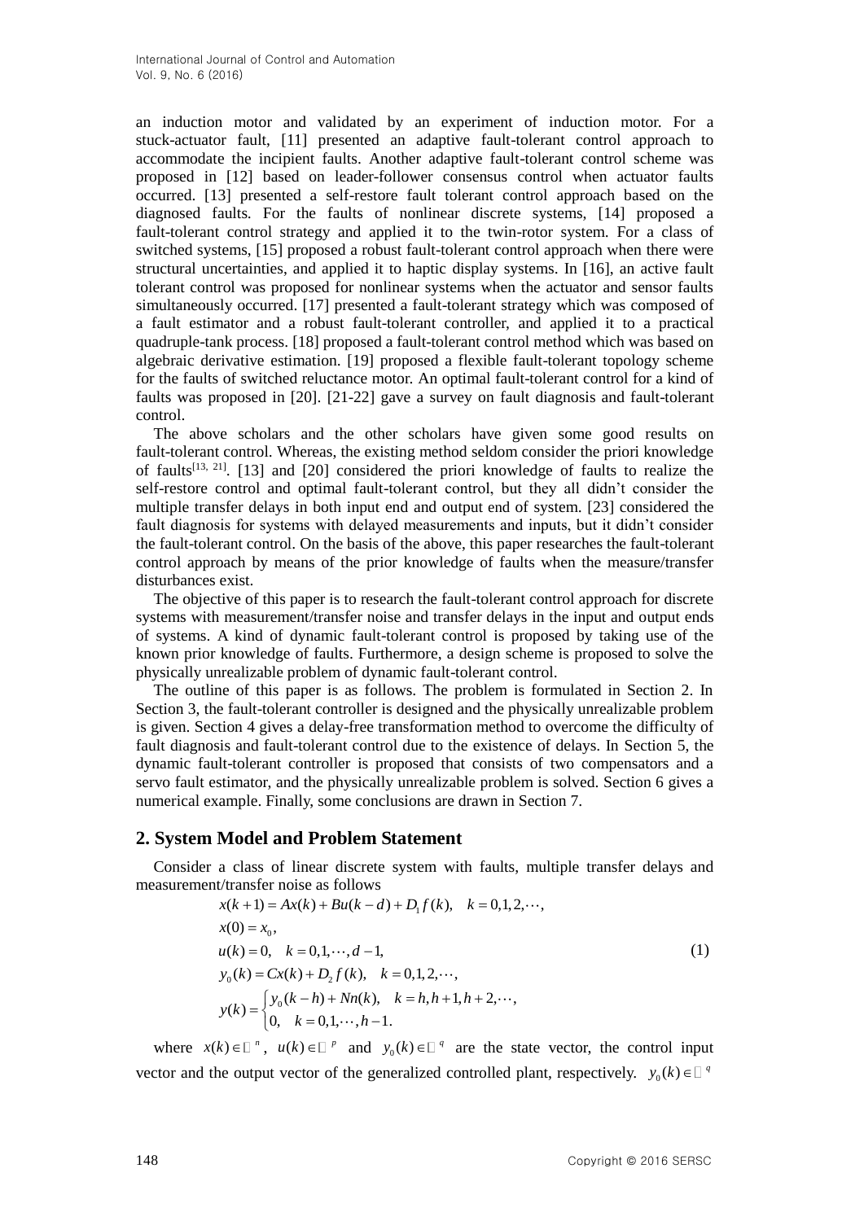an induction motor and validated by an experiment of induction motor. For a stuck-actuator fault, [11] presented an adaptive fault-tolerant control approach to accommodate the incipient faults. Another adaptive fault-tolerant control scheme was proposed in [12] based on leader-follower consensus control when actuator faults occurred. [13] presented a self-restore fault tolerant control approach based on the diagnosed faults. For the faults of nonlinear discrete systems, [14] proposed a fault-tolerant control strategy and applied it to the twin-rotor system. For a class of switched systems, [15] proposed a robust fault-tolerant control approach when there were structural uncertainties, and applied it to haptic display systems. In [16], an active fault tolerant control was proposed for nonlinear systems when the actuator and sensor faults simultaneously occurred. [17] presented a fault-tolerant strategy which was composed of a fault estimator and a robust fault-tolerant controller, and applied it to a practical quadruple-tank process. [18] proposed a fault-tolerant control method which was based on algebraic derivative estimation. [19] proposed a flexible fault-tolerant topology scheme for the faults of switched reluctance motor. An optimal fault-tolerant control for a kind of faults was proposed in [20]. [21-22] gave a survey on fault diagnosis and fault-tolerant control.

The above scholars and the other scholars have given some good results on fault-tolerant control. Whereas, the existing method seldom consider the priori knowledge of faults[13, 21]. [13] and [20] considered the priori knowledge of faults to realize the self-restore control and optimal fault-tolerant control, but they all didn't consider the multiple transfer delays in both input end and output end of system. [23] considered the fault diagnosis for systems with delayed measurements and inputs, but it didn't consider the fault-tolerant control. On the basis of the above, this paper researches the fault-tolerant control approach by means of the prior knowledge of faults when the measure/transfer disturbances exist.

The objective of this paper is to research the fault-tolerant control approach for discrete systems with measurement/transfer noise and transfer delays in the input and output ends of systems. A kind of dynamic fault-tolerant control is proposed by taking use of the known prior knowledge of faults. Furthermore, a design scheme is proposed to solve the physically unrealizable problem of dynamic fault-tolerant control.

The outline of this paper is as follows. The problem is formulated in Section 2. In Section 3, the fault-tolerant controller is designed and the physically unrealizable problem is given. Section 4 gives a delay-free transformation method to overcome the difficulty of fault diagnosis and fault-tolerant control due to the existence of delays. In Section 5, the dynamic fault-tolerant controller is proposed that consists of two compensators and a servo fault estimator, and the physically unrealizable problem is solved. Section 6 gives a numerical example. Finally, some conclusions are drawn in Section 7.

## 2. System Model and Problem Statement

Consider a class of linear discrete system with faults, multiple transfer delays and measurement/transfer noise as follows

$$
\begin{aligned}
& x(k+1) = Ax(k) + Bu(k-d) + D_1 f(k), \quad k = 0,1,2,\cdots, \\
& x(0) = x_0, \\
& u(k) = 0, \quad k = 0,1,\cdots,d-1, \\
& y_0(k) = Cx(k) + D_2 f(k), \quad k = 0,1,2,\cdots, \\
& y(k) = \begin{cases} y_0(k-h) + Nn(k), & k = h, h+1, h+2, \cdots, \\ 0, & k = 0,1,\cdots,h-1. \end{cases}
\end{aligned}
\tag{1}
$$

where $x(k) \in \mathbb{R}^n$, $u(k) \in \mathbb{R}^p$ and $y_0(k) \in \mathbb{R}^q$ are the state vector, the control input vector and the output vector of the generalized controlled plant, respectively. $y_0(k) \in \mathbb{R}^q$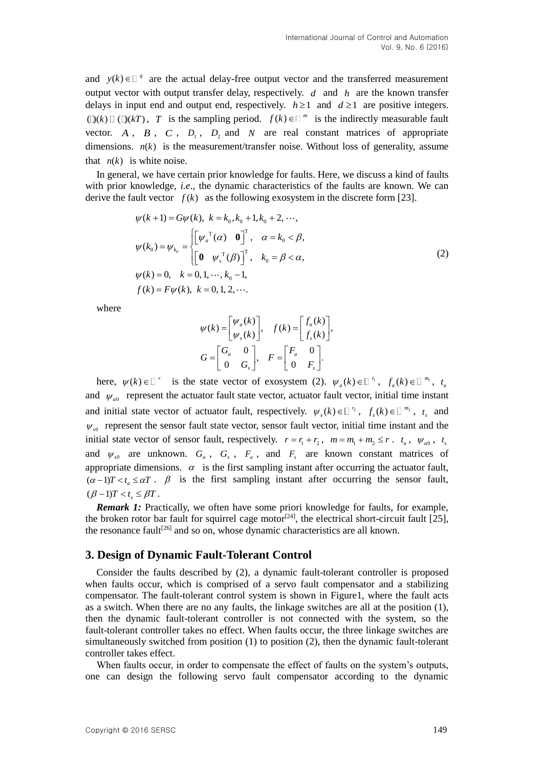and $y(k) \in \mathbb{R}^q$ are the actual delay-free output vector and the transferred measurement output vector with output transfer delay, respectively. $d$ and $h$ are the known transfer delays in input end and output end, respectively. $h \geq 1$ and $d \geq 1$ are positive integers. $(\cdot)(k) \triangleq (\cdot)(kT)$, $T$ is the sampling period. $f(k) \in \mathbb{R}^m$ is the indirectly measurable fault vector. $A$, $B$, $C$, $D_1$, $D_2$ and $N$ are real constant matrices of appropriate dimensions. $n(k)$ is the measurement/transfer noise. Without loss of generality, assume that $n(k)$ is white noise.

In general, we have certain prior knowledge for faults. Here, we discuss a kind of faults with prior knowledge, *i.e.*, the dynamic characteristics of the faults are known. We can derive the fault vector $f(k)$ as the following exosystem in the discrete form [23].

$$
\begin{aligned}
&\psi(k+1) = G\psi(k), \;\; k = k_0, k_0+1, k_0+2, \cdots, \\
&\psi(k_0) = \psi_{k_0} = \begin{cases} \begin{bmatrix} \psi_a^{\mathrm{T}}(\alpha) & \mathbf{0} \end{bmatrix}^{\mathrm{T}}, & \alpha = k_0 < \beta, \\ \begin{bmatrix} \mathbf{0} & \psi_s^{\mathrm{T}}(\beta) \end{bmatrix}^{\mathrm{T}}, & k_0 = \beta < \alpha, \end{cases} \\
&\psi(k) = 0, \quad k = 0, 1, \cdots, k_0 - 1, \\
&f(k) = F\psi(k), \;\; k = 0, 1, 2, \cdots.
\end{aligned} \tag{2}
$$

where

$$
\psi(k) = \begin{bmatrix} \psi_a(k) \\ \psi_s(k) \end{bmatrix}, \quad f(k) = \begin{bmatrix} f_a(k) \\ f_s(k) \end{bmatrix},
$$

$$
G = \begin{bmatrix} G_a & 0 \\ 0 & G_s \end{bmatrix}, \quad F = \begin{bmatrix} F_a & 0 \\ 0 & F_s \end{bmatrix}.
$$

here, $\psi(k) \in \mathbb{R}^r$ is the state vector of exosystem (2). $\psi_a(k) \in \mathbb{R}^{r_1}$, $f_a(k) \in \mathbb{R}^{m_1}$, $t_a$ and $\psi_{a0}$ represent the actuator fault state vector, actuator fault vector, initial time instant and initial state vector of actuator fault, respectively. $\psi_s(k) \in \mathbb{R}^{r_2}$, $f_s(k) \in \mathbb{R}^{m_2}$, $t_s$ and $\psi_{s0}$ represent the sensor fault state vector, sensor fault vector, initial time instant and the initial state vector of sensor fault, respectively. $r = r_1 + r_2$, $m = m_1 + m_2 \leq r$. $t_a$, $\psi_{a0}$, $t_s$ and $\psi_{s0}$ are unknown. $G_a$, $G_s$, $F_a$, and $F_s$ are known constant matrices of appropriate dimensions. $\alpha$ is the first sampling instant after occurring the actuator fault, $(\alpha - 1)T < t_a \leq \alpha T$. $\beta$ is the first sampling instant after occurring the sensor fault, $(\beta - 1)T < t_s \leq \beta T$.

***Remark 1:*** Practically, we often have some priori knowledge for faults, for example, the broken rotor bar fault for squirrel cage motor[24], the electrical short-circuit fault [25], the resonance fault[26] and so on, whose dynamic characteristics are all known.

## 3. Design of Dynamic Fault-Tolerant Control

Consider the faults described by (2), a dynamic fault-tolerant controller is proposed when faults occur, which is comprised of a servo fault compensator and a stabilizing compensator. The fault-tolerant control system is shown in Figure1, where the fault acts as a switch. When there are no any faults, the linkage switches are all at the position (1), then the dynamic fault-tolerant controller is not connected with the system, so the fault-tolerant controller takes no effect. When faults occur, the three linkage switches are simultaneously switched from position (1) to position (2), then the dynamic fault-tolerant controller takes effect.

When faults occur, in order to compensate the effect of faults on the system's outputs, one can design the following servo fault compensator according to the dynamic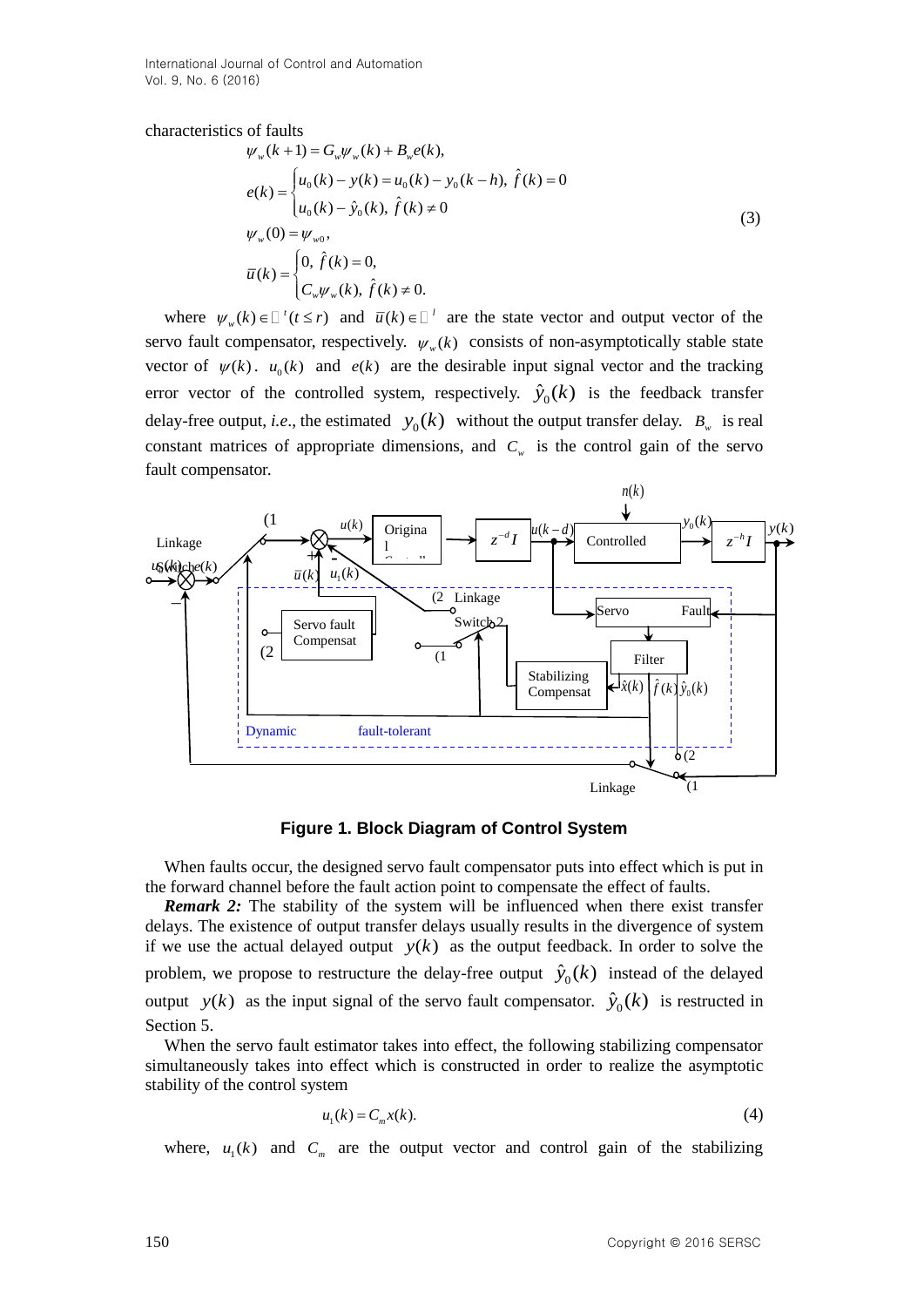characteristics of faults

$$
\begin{aligned}
&\psi_w(k+1) = G_w \psi_w(k) + B_w e(k),\\
&e(k) = \begin{cases} u_0(k) - y(k) = u_0(k) - y_0(k-h), \ \hat{f}(k) = 0 \\ u_0(k) - \hat{y}_0(k), \ \hat{f}(k) \neq 0 \end{cases}\\
&\psi_w(0) = \psi_{w0},\\
&\bar{u}(k) = \begin{cases} 0, \ \hat{f}(k) = 0, \\ C_w \psi_w(k), \ \hat{f}(k) \neq 0. \end{cases}
\end{aligned} \tag{3}
$$

where $\psi_w(k) \in \mathbb{R}^t (t \leq r)$ and $\bar{u}(k) \in \mathbb{R}^l$ are the state vector and output vector of the servo fault compensator, respectively. $\psi_w(k)$ consists of non-asymptotically stable state vector of $\psi(k)$. $u_0(k)$ and $e(k)$ are the desirable input signal vector and the tracking error vector of the controlled system, respectively. $\hat{y}_0(k)$ is the feedback transfer delay-free output, *i.e.*, the estimated $y_0(k)$ without the output transfer delay. $B_w$ is real constant matrices of appropriate dimensions, and $C_w$ is the control gain of the servo fault compensator.

**Figure 1. Block Diagram of Control System**

When faults occur, the designed servo fault compensator puts into effect which is put in the forward channel before the fault action point to compensate the effect of faults.

***Remark 2:*** The stability of the system will be influenced when there exist transfer delays. The existence of output transfer delays usually results in the divergence of system if we use the actual delayed output $y(k)$ as the output feedback. In order to solve the problem, we propose to restructure the delay-free output $\hat{y}_0(k)$ instead of the delayed output $y(k)$ as the input signal of the servo fault compensator. $\hat{y}_0(k)$ is restructed in Section 5.

When the servo fault estimator takes into effect, the following stabilizing compensator simultaneously takes into effect which is constructed in order to realize the asymptotic stability of the control system

$$
u_1(k) = C_m x(k). \tag{4}
$$

where, $u_1(k)$ and $C_m$ are the output vector and control gain of the stabilizing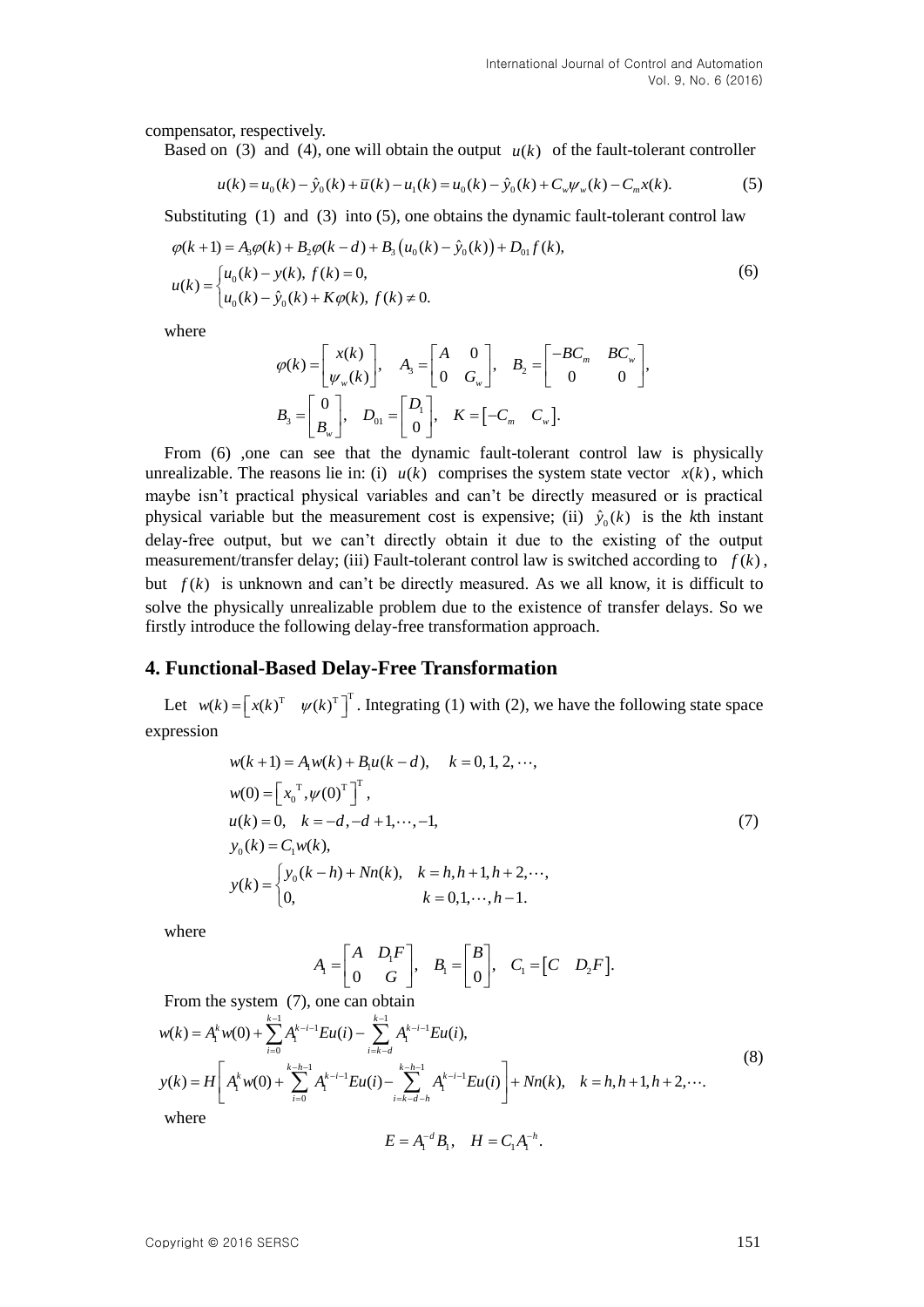compensator, respectively.

Based on (3) and (4), one will obtain the output $u(k)$ of the fault-tolerant controller

$$u(k) = u_0(k) - \hat{y}_0(k) + \bar{u}(k) - u_1(k) = u_0(k) - \hat{y}_0(k) + C_w\psi_w(k) - C_m x(k). \tag{5}$$

Substituting (1) and (3) into (5), one obtains the dynamic fault-tolerant control law

$$\begin{aligned}
&\varphi(k+1) = A_3\varphi(k) + B_2\varphi(k-d) + B_3\left(u_0(k) - \hat{y}_0(k)\right) + D_{01}f(k), \\
&u(k) = \begin{cases} u_0(k) - y(k),\ f(k) = 0, \\ u_0(k) - \hat{y}_0(k) + K\varphi(k),\ f(k) \neq 0. \end{cases}
\end{aligned} \tag{6}$$

where

$$\varphi(k) = \begin{bmatrix} x(k) \\ \psi_w(k) \end{bmatrix}, \quad A_3 = \begin{bmatrix} A & 0 \\ 0 & G_w \end{bmatrix}, \quad B_2 = \begin{bmatrix} -BC_m & BC_w \\ 0 & 0 \end{bmatrix},$$

$$B_3 = \begin{bmatrix} 0 \\ B_w \end{bmatrix}, \quad D_{01} = \begin{bmatrix} D_1 \\ 0 \end{bmatrix}, \quad K = \begin{bmatrix} -C_m & C_w \end{bmatrix}.$$

From (6) ,one can see that the dynamic fault-tolerant control law is physically unrealizable. The reasons lie in: (i) $u(k)$ comprises the system state vector $x(k)$, which maybe isn't practical physical variables and can't be directly measured or is practical physical variable but the measurement cost is expensive; (ii) $\hat{y}_0(k)$ is the *k*th instant delay-free output, but we can't directly obtain it due to the existing of the output measurement/transfer delay; (iii) Fault-tolerant control law is switched according to $f(k)$, but $f(k)$ is unknown and can't be directly measured. As we all know, it is difficult to solve the physically unrealizable problem due to the existence of transfer delays. So we firstly introduce the following delay-free transformation approach.

## 4. Functional-Based Delay-Free Transformation

Let $w(k) = \left[x(k)^{\mathrm{T}} \quad \psi(k)^{\mathrm{T}}\right]^{\mathrm{T}}$. Integrating (1) with (2), we have the following state space expression

$$\begin{aligned}
&w(k+1) = A_1 w(k) + B_1 u(k-d), \quad k = 0, 1, 2, \cdots, \\
&w(0) = \left[x_0^{\mathrm{T}}, \psi(0)^{\mathrm{T}}\right]^{\mathrm{T}}, \\
&u(k) = 0, \quad k = -d, -d+1, \cdots, -1, \\
&y_0(k) = C_1 w(k), \\
&y(k) = \begin{cases} y_0(k-h) + Nn(k), & k = h, h+1, h+2, \cdots, \\ 0, & k = 0, 1, \cdots, h-1. \end{cases}
\end{aligned} \tag{7}$$

where

$$A_1 = \begin{bmatrix} A & D_1F \\ 0 & G \end{bmatrix}, \quad B_1 = \begin{bmatrix} B \\ 0 \end{bmatrix}, \quad C_1 = \begin{bmatrix} C & D_2F \end{bmatrix}.$$

From the system (7), one can obtain

$$\begin{aligned}
&w(k) = A_1^k w(0) + \sum_{i=0}^{k-1} A_1^{k-i-1} Eu(i) - \sum_{i=k-d}^{k-1} A_1^{k-i-1} Eu(i), \\
&y(k) = H\left[A_1^k w(0) + \sum_{i=0}^{k-h-1} A_1^{k-i-1} Eu(i) - \sum_{i=k-d-h}^{k-h-1} A_1^{k-i-1} Eu(i)\right] + Nn(k), \quad k = h, h+1, h+2, \cdots.
\end{aligned} \tag{8}$$

where

$$E = A_1^{-d} B_1, \quad H = C_1 A_1^{-h}.$$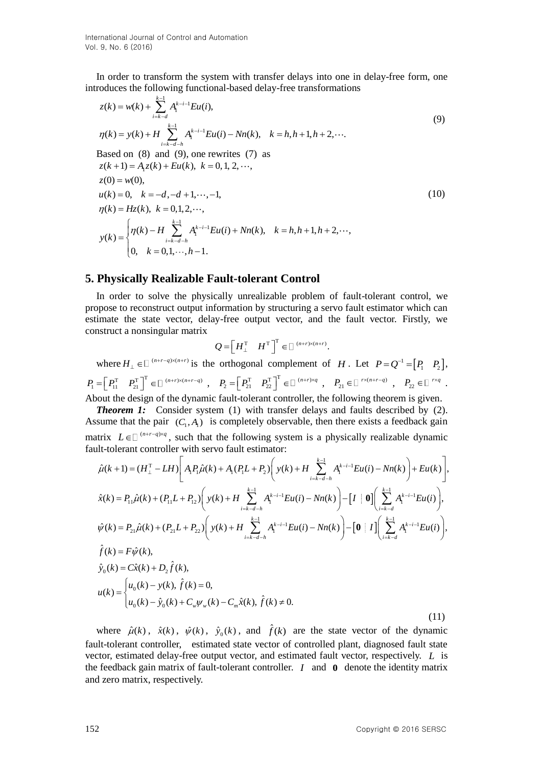In order to transform the system with transfer delays into one in delay-free form, one introduces the following functional-based delay-free transformations

$$
\begin{aligned}
&z(k) = w(k) + \sum_{i=k-d}^{k-1} A_1^{k-i-1} Eu(i), \\
&\eta(k) = y(k) + H \sum_{i=k-d-h}^{k-1} A_1^{k-i-1} Eu(i) - Nn(k), \quad k = h, h+1, h+2, \cdots.
\end{aligned}
\tag{9}
$$

Based on (8) and (9), one rewrites (7) as

$$
\begin{aligned}
&z(k+1) = A_1 z(k) + Eu(k), \ k = 0, 1, 2, \cdots, \\
&z(0) = w(0), \\
&u(k) = 0, \quad k = -d, -d+1, \cdots, -1, \\
&\eta(k) = Hz(k), \ k = 0, 1, 2, \cdots, \\
&y(k) = \begin{cases} \eta(k) - H \sum_{i=k-d-h}^{k-1} A_1^{k-i-1} Eu(i) + Nn(k), & k = h, h+1, h+2, \cdots, \\ 0, \quad k = 0, 1, \cdots, h-1. \end{cases}
\end{aligned}
\tag{10}
$$

## 5. Physically Realizable Fault-tolerant Control

In order to solve the physically unrealizable problem of fault-tolerant control, we propose to reconstruct output information by structuring a servo fault estimator which can estimate the state vector, delay-free output vector, and the fault vector. Firstly, we construct a nonsingular matrix

$$
Q = \begin{bmatrix} H_\perp^{\mathrm{T}} & H^{\mathrm{T}} \end{bmatrix}^{\mathrm{T}} \in \mathbb{R}^{(n+r)\times(n+r)}.
$$

where $H_\perp \in \mathbb{R}^{(n+r-q)\times(n+r)}$ is the orthogonal complement of $H$. Let $P = Q^{-1} = \begin{bmatrix} P_1 & P_2 \end{bmatrix}$, $P_1 = \begin{bmatrix} P_{11}^{\mathrm{T}} & P_{21}^{\mathrm{T}} \end{bmatrix}^{\mathrm{T}} \in \mathbb{R}^{(n+r)\times(n+r-q)}$, $P_2 = \begin{bmatrix} P_{21}^{\mathrm{T}} & P_{22}^{\mathrm{T}} \end{bmatrix}^{\mathrm{T}} \in \mathbb{R}^{(n+r)\times q}$, $P_{21} \in \mathbb{R}^{r\times(n+r-q)}$, $P_{22} \in \mathbb{R}^{r\times q}$. About the design of the dynamic fault-tolerant controller, the following theorem is given.

***Theorem 1:*** Consider system (1) with transfer delays and faults described by (2). Assume that the pair $(C_1, A_1)$ is completely observable, then there exists a feedback gain matrix $L \in \mathbb{R}^{(n+r-q)\times q}$, such that the following system is a physically realizable dynamic fault-tolerant controller with servo fault estimator:

$$
\begin{aligned}
&\hat{\mu}(k+1) = (H_\perp^{\mathrm{T}} - LH)\left[ A_1 P_1 \hat{\mu}(k) + A_1 (P_1 L + P_2)\left( y(k) + H \sum_{i=k-d-h}^{k-1} A_1^{k-i-1} Eu(i) - Nn(k) \right) + Eu(k) \right], \\
&\hat{x}(k) = P_{11}\hat{\mu}(k) + (P_{11}L + P_{12})\left( y(k) + H \sum_{i=k-d-h}^{k-1} A_1^{k-i-1} Eu(i) - Nn(k) \right) - \begin{bmatrix} I & \mathbf{0} \end{bmatrix}\left( \sum_{i=k-d}^{k-1} A_1^{k-i-1} Eu(i) \right), \\
&\hat{\psi}(k) = P_{21}\hat{\mu}(k) + (P_{21}L + P_{22})\left( y(k) + H \sum_{i=k-d-h}^{k-1} A_1^{k-i-1} Eu(i) - Nn(k) \right) - \begin{bmatrix} \mathbf{0} & I \end{bmatrix}\left( \sum_{i=k-d}^{k-1} A_1^{k-i-1} Eu(i) \right), \\
&\hat{f}(k) = F\hat{\psi}(k), \\
&\hat{y}_0(k) = C\hat{x}(k) + D_2 \hat{f}(k), \\
&u(k) = \begin{cases} u_0(k) - y(k), \ \hat{f}(k) = 0, \\ u_0(k) - \hat{y}_0(k) + C_w \psi_w(k) - C_m \hat{x}(k), \ \hat{f}(k) \neq 0. \end{cases}
\end{aligned}
\tag{11}
$$

where $\hat{\mu}(k)$, $\hat{x}(k)$, $\hat{\psi}(k)$, $\hat{y}_0(k)$, and $\hat{f}(k)$ are the state vector of the dynamic fault-tolerant controller, estimated state vector of controlled plant, diagnosed fault state vector, estimated delay-free output vector, and estimated fault vector, respectively. $L$ is the feedback gain matrix of fault-tolerant controller. $I$ and $\mathbf{0}$ denote the identity matrix and zero matrix, respectively.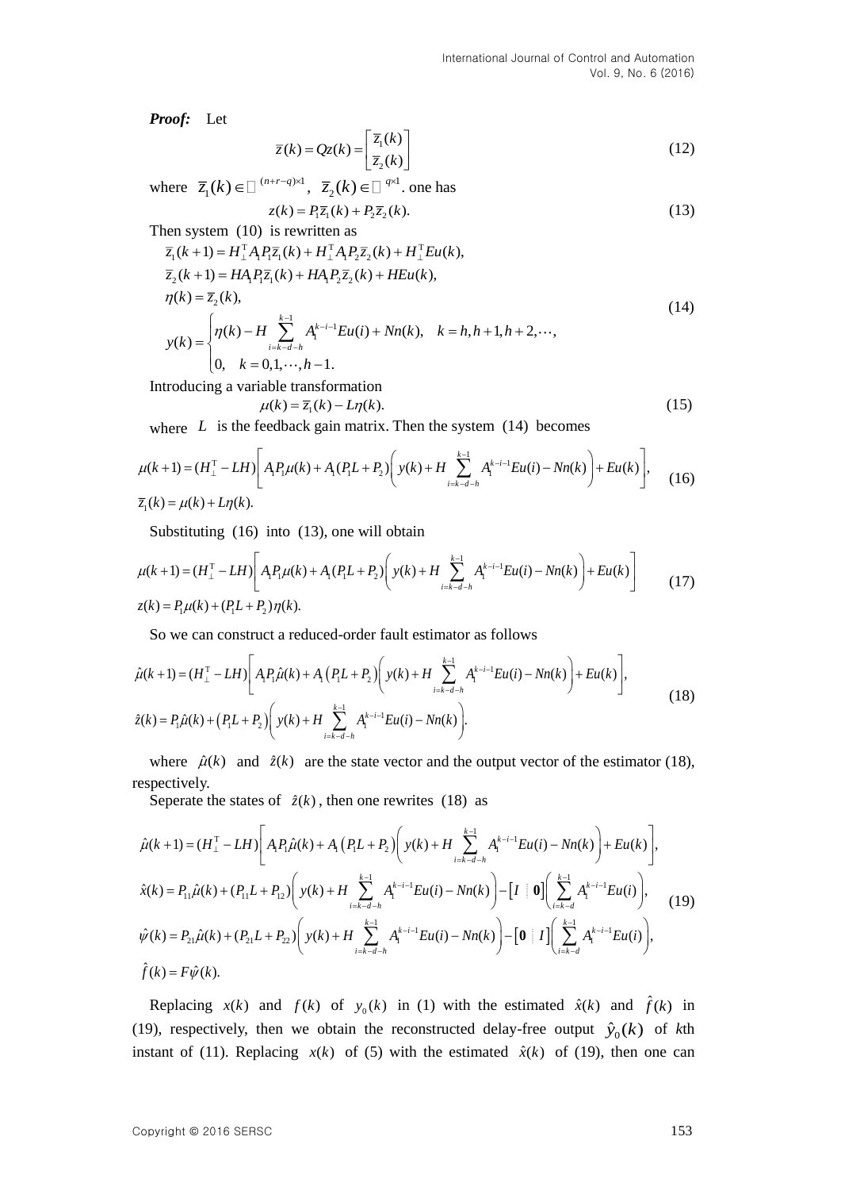***Proof:*** Let

$$\bar{z}(k) = Qz(k) = \begin{bmatrix} \bar{z}_1(k) \\ \bar{z}_2(k) \end{bmatrix} \tag{12}$$

where $\bar{z}_1(k) \in \mathbb{R}^{(n+r-q)\times 1}$, $\bar{z}_2(k) \in \mathbb{R}^{q\times 1}$. one has

$$z(k) = P_1\bar{z}_1(k) + P_2\bar{z}_2(k). \tag{13}$$

Then system (10) is rewritten as

$$\begin{aligned}
&\bar{z}_1(k+1) = H_\perp^{\mathrm{T}} A_1 P_1 \bar{z}_1(k) + H_\perp^{\mathrm{T}} A_1 P_2 \bar{z}_2(k) + H_\perp^{\mathrm{T}} E u(k), \\
&\bar{z}_2(k+1) = H A_1 P_1 \bar{z}_1(k) + H A_1 P_2 \bar{z}_2(k) + H E u(k), \\
&\eta(k) = \bar{z}_2(k), \\
&y(k) = \begin{cases} \eta(k) - H \sum\limits_{i=k-d-h}^{k-1} A_1^{k-i-1} E u(i) + N n(k), & k = h, h+1, h+2, \cdots, \\ 0, \quad k = 0, 1, \cdots, h-1. \end{cases}
\end{aligned} \tag{14}$$

Introducing a variable transformation

$$\mu(k) = \bar{z}_1(k) - L\eta(k). \tag{15}$$

where $L$ is the feedback gain matrix. Then the system (14) becomes

$$\begin{aligned}
&\mu(k+1) = (H_\perp^{\mathrm{T}} - LH)\left[ A_1 P_1 \mu(k) + A_1(P_1 L + P_2)\left( y(k) + H \sum_{i=k-d-h}^{k-1} A_1^{k-i-1} E u(i) - N n(k) \right) + E u(k) \right], \\
&\bar{z}_1(k) = \mu(k) + L\eta(k).
\end{aligned} \tag{16}$$

Substituting (16) into (13), one will obtain

$$\begin{aligned}
&\mu(k+1) = (H_\perp^{\mathrm{T}} - LH)\left[ A_1 P_1 \mu(k) + A_1(P_1 L + P_2)\left( y(k) + H \sum_{i=k-d-h}^{k-1} A_1^{k-i-1} E u(i) - N n(k) \right) + E u(k) \right] \\
&z(k) = P_1 \mu(k) + (P_1 L + P_2)\eta(k).
\end{aligned} \tag{17}$$

So we can construct a reduced-order fault estimator as follows

$$\begin{aligned}
&\hat{\mu}(k+1) = (H_\perp^{\mathrm{T}} - LH)\left[ A_1 P_1 \hat{\mu}(k) + A_1\left(P_1 L + P_2\right)\left( y(k) + H \sum_{i=k-d-h}^{k-1} A_1^{k-i-1} E u(i) - N n(k) \right) + E u(k) \right], \\
&\hat{z}(k) = P_1 \hat{\mu}(k) + \left(P_1 L + P_2\right)\left( y(k) + H \sum_{i=k-d-h}^{k-1} A_1^{k-i-1} E u(i) - N n(k) \right).
\end{aligned} \tag{18}$$

where $\hat{\mu}(k)$ and $\hat{z}(k)$ are the state vector and the output vector of the estimator (18), respectively.

Seperate the states of $\hat{z}(k)$, then one rewrites (18) as

$$\begin{aligned}
&\hat{\mu}(k+1) = (H_\perp^{\mathrm{T}} - LH)\left[ A_1 P_1 \hat{\mu}(k) + A_1\left(P_1 L + P_2\right)\left( y(k) + H \sum_{i=k-d-h}^{k-1} A_1^{k-i-1} E u(i) - N n(k) \right) + E u(k) \right], \\
&\hat{x}(k) = P_{11}\hat{\mu}(k) + (P_{11} L + P_{12})\left( y(k) + H \sum_{i=k-d-h}^{k-1} A_1^{k-i-1} E u(i) - N n(k) \right) - \left[ I \;\vdots\; \mathbf{0} \right]\left( \sum_{i=k-d}^{k-1} A_1^{k-i-1} E u(i) \right), \\
&\hat{\psi}(k) = P_{21}\hat{\mu}(k) + (P_{21} L + P_{22})\left( y(k) + H \sum_{i=k-d-h}^{k-1} A_1^{k-i-1} E u(i) - N n(k) \right) - \left[ \mathbf{0} \;\vdots\; I \right]\left( \sum_{i=k-d}^{k-1} A_1^{k-i-1} E u(i) \right), \\
&\hat{f}(k) = F\hat{\psi}(k).
\end{aligned} \tag{19}$$

Replacing $x(k)$ and $f(k)$ of $y_0(k)$ in (1) with the estimated $\hat{x}(k)$ and $\hat{f}(k)$ in (19), respectively, then we obtain the reconstructed delay-free output $\hat{y}_0(k)$ of $k$th instant of (11). Replacing $x(k)$ of (5) with the estimated $\hat{x}(k)$ of (19), then one can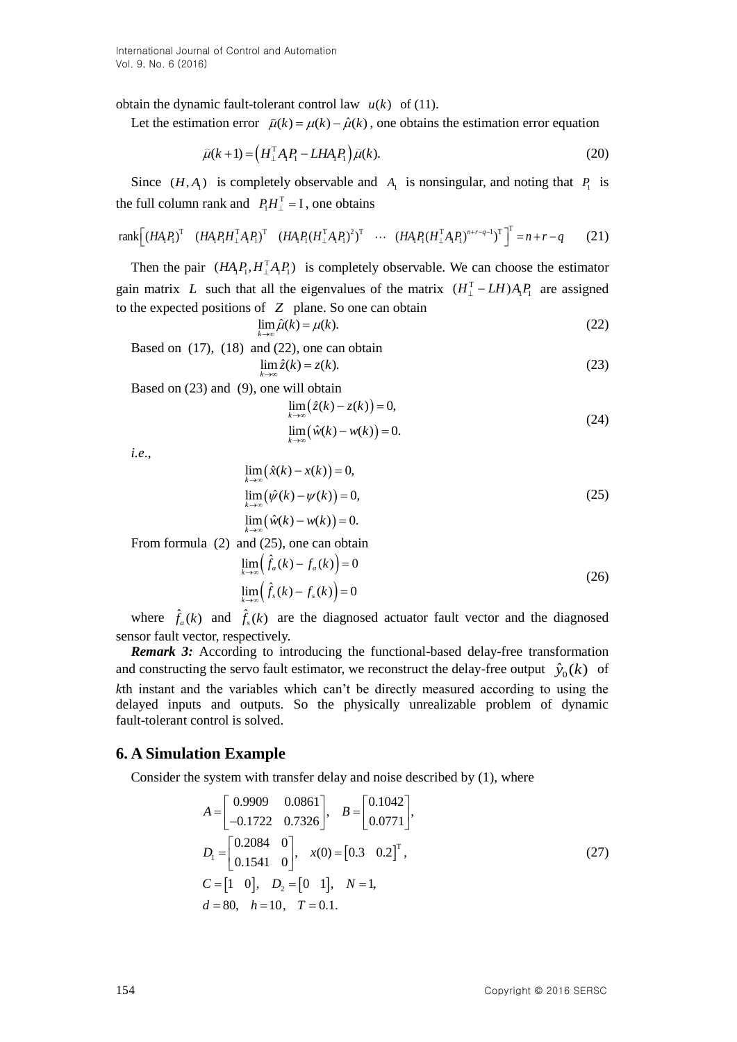obtain the dynamic fault-tolerant control law $u(k)$ of (11).

Let the estimation error $\tilde{\mu}(k) = \mu(k) - \hat{\mu}(k)$, one obtains the estimation error equation

$$\tilde{\mu}(k+1) = \left(H_{\perp}^{\mathrm{T}} A_1 P_1 - LHA_1 P_1\right)\tilde{\mu}(k). \tag{20}$$

Since $(H, A_1)$ is completely observable and $A_1$ is nonsingular, and noting that $P_1$ is the full column rank and $P_1 H_{\perp}^{\mathrm{T}} = \mathrm{I}$, one obtains

$$\mathrm{rank}\left[(HA_1P_1)^{\mathrm{T}} \quad (HA_1P_1H_{\perp}^{\mathrm{T}}A_1P_1)^{\mathrm{T}} \quad (HA_1P_1(H_{\perp}^{\mathrm{T}}A_1P_1)^2)^{\mathrm{T}} \quad \cdots \quad (HA_1P_1(H_{\perp}^{\mathrm{T}}A_1P_1)^{n+r-q-1})^{\mathrm{T}}\right]^{\mathrm{T}} = n+r-q \tag{21}$$

Then the pair $(HA_1P_1, H_{\perp}^{\mathrm{T}}A_1P_1)$ is completely observable. We can choose the estimator gain matrix $L$ such that all the eigenvalues of the matrix $(H_{\perp}^{\mathrm{T}} - LH)A_1P_1$ are assigned to the expected positions of $Z$ plane. So one can obtain

$$\lim_{k\to\infty} \hat{\mu}(k) = \mu(k). \tag{22}$$

Based on (17), (18) and (22), one can obtain

$$\lim_{k\to\infty} \hat{z}(k) = z(k). \tag{23}$$

Based on (23) and (9), one will obtain

$$\begin{aligned} &\lim_{k\to\infty}\left(\hat{z}(k) - z(k)\right) = 0, \\ &\lim_{k\to\infty}\left(\hat{w}(k) - w(k)\right) = 0. \end{aligned} \tag{24}$$

*i.e.*,

$$\begin{aligned} &\lim_{k\to\infty}\left(\hat{x}(k) - x(k)\right) = 0, \\ &\lim_{k\to\infty}\left(\hat{\psi}(k) - \psi(k)\right) = 0, \\ &\lim_{k\to\infty}\left(\hat{w}(k) - w(k)\right) = 0. \end{aligned} \tag{25}$$

From formula (2) and (25), one can obtain

$$\begin{aligned} &\lim_{k\to\infty}\left(\hat{f}_a(k) - f_a(k)\right) = 0 \\ &\lim_{k\to\infty}\left(\hat{f}_s(k) - f_s(k)\right) = 0 \end{aligned} \tag{26}$$

where $\hat{f}_a(k)$ and $\hat{f}_s(k)$ are the diagnosed actuator fault vector and the diagnosed sensor fault vector, respectively.

***Remark 3:*** According to introducing the functional-based delay-free transformation and constructing the servo fault estimator, we reconstruct the delay-free output $\hat{y}_0(k)$ of $k$th instant and the variables which can't be directly measured according to using the delayed inputs and outputs. So the physically unrealizable problem of dynamic fault-tolerant control is solved.

## 6. A Simulation Example

Consider the system with transfer delay and noise described by (1), where

$$\begin{aligned} &A = \begin{bmatrix} 0.9909 & 0.0861 \\ -0.1722 & 0.7326 \end{bmatrix}, \quad B = \begin{bmatrix} 0.1042 \\ 0.0771 \end{bmatrix}, \\ &D_1 = \begin{bmatrix} 0.2084 & 0 \\ 0.1541 & 0 \end{bmatrix}, \quad x(0) = \begin{bmatrix} 0.3 & 0.2 \end{bmatrix}^{\mathrm{T}}, \\ &C = \begin{bmatrix} 1 & 0 \end{bmatrix}, \quad D_2 = \begin{bmatrix} 0 & 1 \end{bmatrix}, \quad N = 1, \\ &d = 80, \quad h = 10, \quad T = 0.1. \end{aligned} \tag{27}$$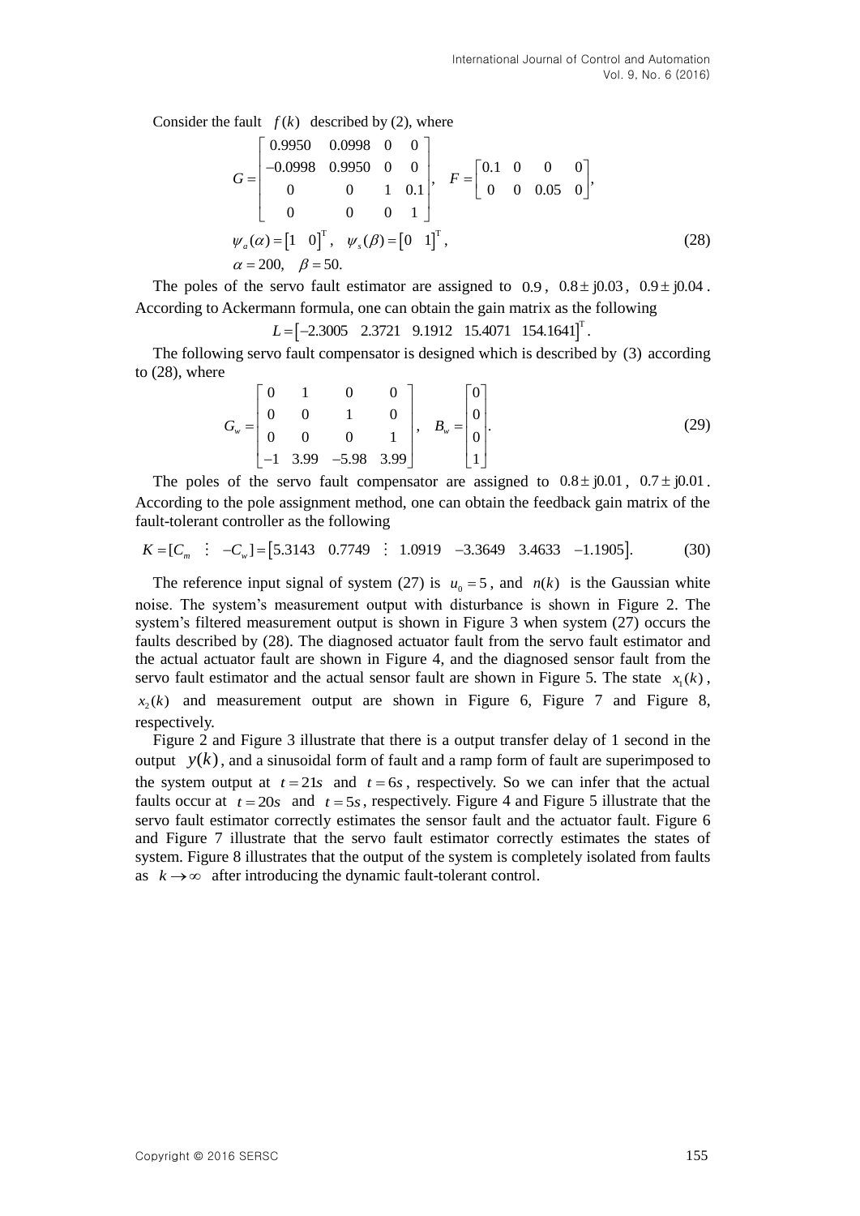Consider the fault $f(k)$ described by (2), where

$$
\begin{aligned}
G &= \begin{bmatrix} 0.9950 & 0.0998 & 0 & 0 \\ -0.0998 & 0.9950 & 0 & 0 \\ 0 & 0 & 1 & 0.1 \\ 0 & 0 & 0 & 1 \end{bmatrix}, \quad F = \begin{bmatrix} 0.1 & 0 & 0 & 0 \\ 0 & 0 & 0.05 & 0 \end{bmatrix}, \\
\psi_a(\alpha) &= \begin{bmatrix} 1 & 0 \end{bmatrix}^{\mathrm{T}}, \quad \psi_s(\beta) = \begin{bmatrix} 0 & 1 \end{bmatrix}^{\mathrm{T}}, \\
\alpha &= 200, \quad \beta = 50.
\end{aligned} \tag{28}
$$

The poles of the servo fault estimator are assigned to $0.9$, $0.8 \pm \mathrm{j}0.03$, $0.9 \pm \mathrm{j}0.04$. According to Ackermann formula, one can obtain the gain matrix as the following

$$
L = \begin{bmatrix} -2.3005 & 2.3721 & 9.1912 & 15.4071 & 154.1641 \end{bmatrix}^{\mathrm{T}}.
$$

The following servo fault compensator is designed which is described by (3) according to (28), where

$$
G_w = \begin{bmatrix} 0 & 1 & 0 & 0 \\ 0 & 0 & 1 & 0 \\ 0 & 0 & 0 & 1 \\ -1 & 3.99 & -5.98 & 3.99 \end{bmatrix}, \quad B_w = \begin{bmatrix} 0 \\ 0 \\ 0 \\ 1 \end{bmatrix}. \tag{29}
$$

The poles of the servo fault compensator are assigned to $0.8 \pm \mathrm{j}0.01$, $0.7 \pm \mathrm{j}0.01$. According to the pole assignment method, one can obtain the feedback gain matrix of the fault-tolerant controller as the following

$$
K = [C_m \;\; \vdots \;\; -C_w] = \begin{bmatrix} 5.3143 & 0.7749 & \vdots & 1.0919 & -3.3649 & 3.4633 & -1.1905 \end{bmatrix}. \tag{30}
$$

The reference input signal of system (27) is $u_0 = 5$, and $n(k)$ is the Gaussian white noise. The system's measurement output with disturbance is shown in Figure 2. The system's filtered measurement output is shown in Figure 3 when system (27) occurs the faults described by (28). The diagnosed actuator fault from the servo fault estimator and the actual actuator fault are shown in Figure 4, and the diagnosed sensor fault from the servo fault estimator and the actual sensor fault are shown in Figure 5. The state $x_1(k)$, $x_2(k)$ and measurement output are shown in Figure 6, Figure 7 and Figure 8, respectively.

Figure 2 and Figure 3 illustrate that there is a output transfer delay of 1 second in the output $y(k)$, and a sinusoidal form of fault and a ramp form of fault are superimposed to the system output at $t = 21s$ and $t = 6s$, respectively. So we can infer that the actual faults occur at $t = 20s$ and $t = 5s$, respectively. Figure 4 and Figure 5 illustrate that the servo fault estimator correctly estimates the sensor fault and the actuator fault. Figure 6 and Figure 7 illustrate that the servo fault estimator correctly estimates the states of system. Figure 8 illustrates that the output of the system is completely isolated from faults as $k \to \infty$ after introducing the dynamic fault-tolerant control.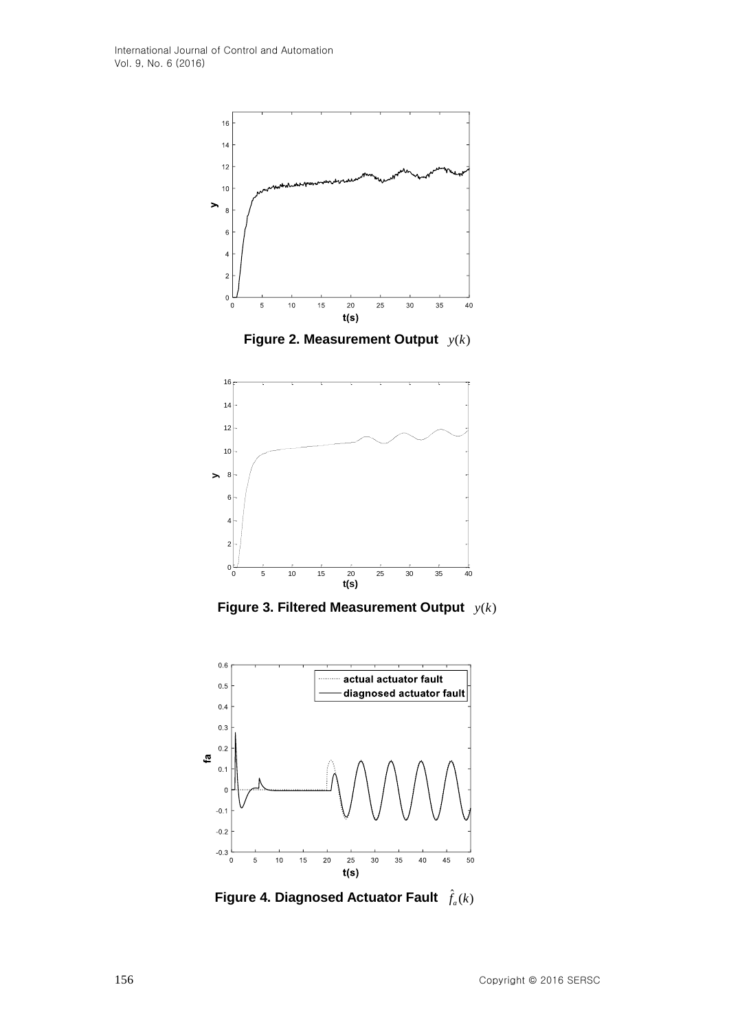**Figure 2. Measurement Output** $y(k)$

**Figure 3. Filtered Measurement Output** $y(k)$

**Figure 4. Diagnosed Actuator Fault** $\hat{f}_a(k)$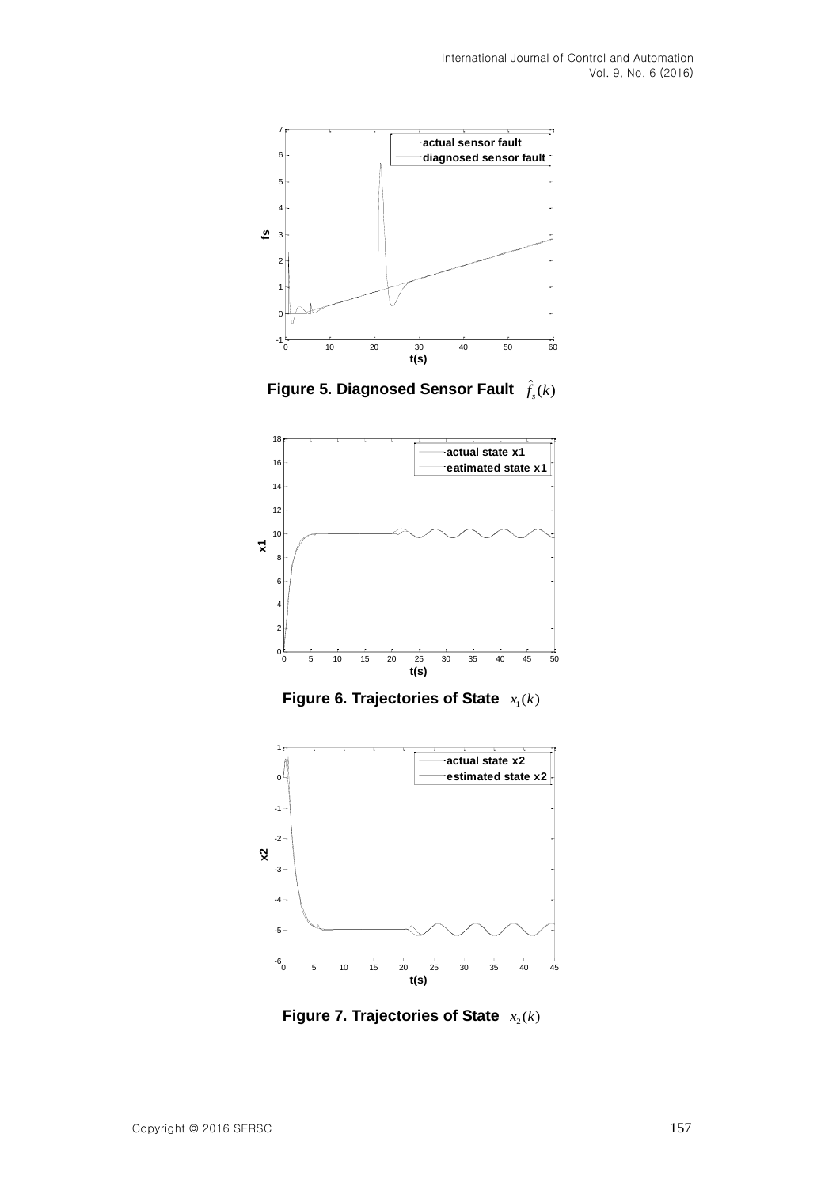**Figure 5. Diagnosed Sensor Fault $\hat{f}_s(k)$**

**Figure 6. Trajectories of State $x_1(k)$**

**Figure 7. Trajectories of State $x_2(k)$**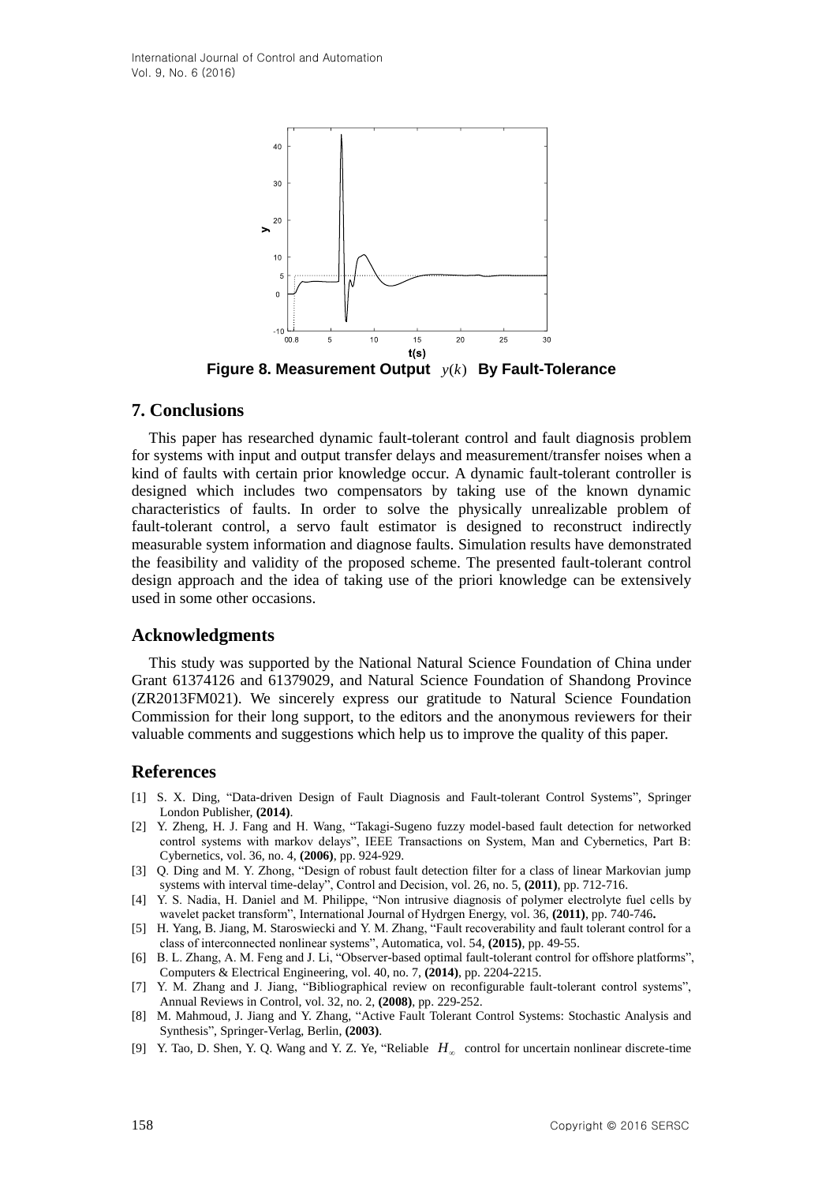Figure 8. Measurement Output $y(k)$ By Fault-Tolerance

## 7. Conclusions

This paper has researched dynamic fault-tolerant control and fault diagnosis problem for systems with input and output transfer delays and measurement/transfer noises when a kind of faults with certain prior knowledge occur. A dynamic fault-tolerant controller is designed which includes two compensators by taking use of the known dynamic characteristics of faults. In order to solve the physically unrealizable problem of fault-tolerant control, a servo fault estimator is designed to reconstruct indirectly measurable system information and diagnose faults. Simulation results have demonstrated the feasibility and validity of the proposed scheme. The presented fault-tolerant control design approach and the idea of taking use of the priori knowledge can be extensively used in some other occasions.

## Acknowledgments

This study was supported by the National Natural Science Foundation of China under Grant 61374126 and 61379029, and Natural Science Foundation of Shandong Province (ZR2013FM021). We sincerely express our gratitude to Natural Science Foundation Commission for their long support, to the editors and the anonymous reviewers for their valuable comments and suggestions which help us to improve the quality of this paper.

## References

[1] S. X. Ding, "Data-driven Design of Fault Diagnosis and Fault-tolerant Control Systems", Springer London Publisher, **(2014)**.

[2] Y. Zheng, H. J. Fang and H. Wang, "Takagi-Sugeno fuzzy model-based fault detection for networked control systems with markov delays", IEEE Transactions on System, Man and Cybernetics, Part B: Cybernetics, vol. 36, no. 4, **(2006)**, pp. 924-929.

[3] Q. Ding and M. Y. Zhong, "Design of robust fault detection filter for a class of linear Markovian jump systems with interval time-delay", Control and Decision, vol. 26, no. 5, **(2011)**, pp. 712-716.

[4] Y. S. Nadia, H. Daniel and M. Philippe, "Non intrusive diagnosis of polymer electrolyte fuel cells by wavelet packet transform", International Journal of Hydrgen Energy, vol. 36, **(2011)**, pp. 740-746**.**

[5] H. Yang, B. Jiang, M. Staroswiecki and Y. M. Zhang, "Fault recoverability and fault tolerant control for a class of interconnected nonlinear systems", Automatica, vol. 54, **(2015)**, pp. 49-55.

[6] B. L. Zhang, A. M. Feng and J. Li, "Observer-based optimal fault-tolerant control for offshore platforms", Computers & Electrical Engineering, vol. 40, no. 7, **(2014)**, pp. 2204-2215.

[7] Y. M. Zhang and J. Jiang, "Bibliographical review on reconfigurable fault-tolerant control systems", Annual Reviews in Control, vol. 32, no. 2, **(2008)**, pp. 229-252.

[8] M. Mahmoud, J. Jiang and Y. Zhang, "Active Fault Tolerant Control Systems: Stochastic Analysis and Synthesis", Springer-Verlag, Berlin, **(2003)**.

[9] Y. Tao, D. Shen, Y. Q. Wang and Y. Z. Ye, "Reliable $H_{\infty}$ control for uncertain nonlinear discrete-time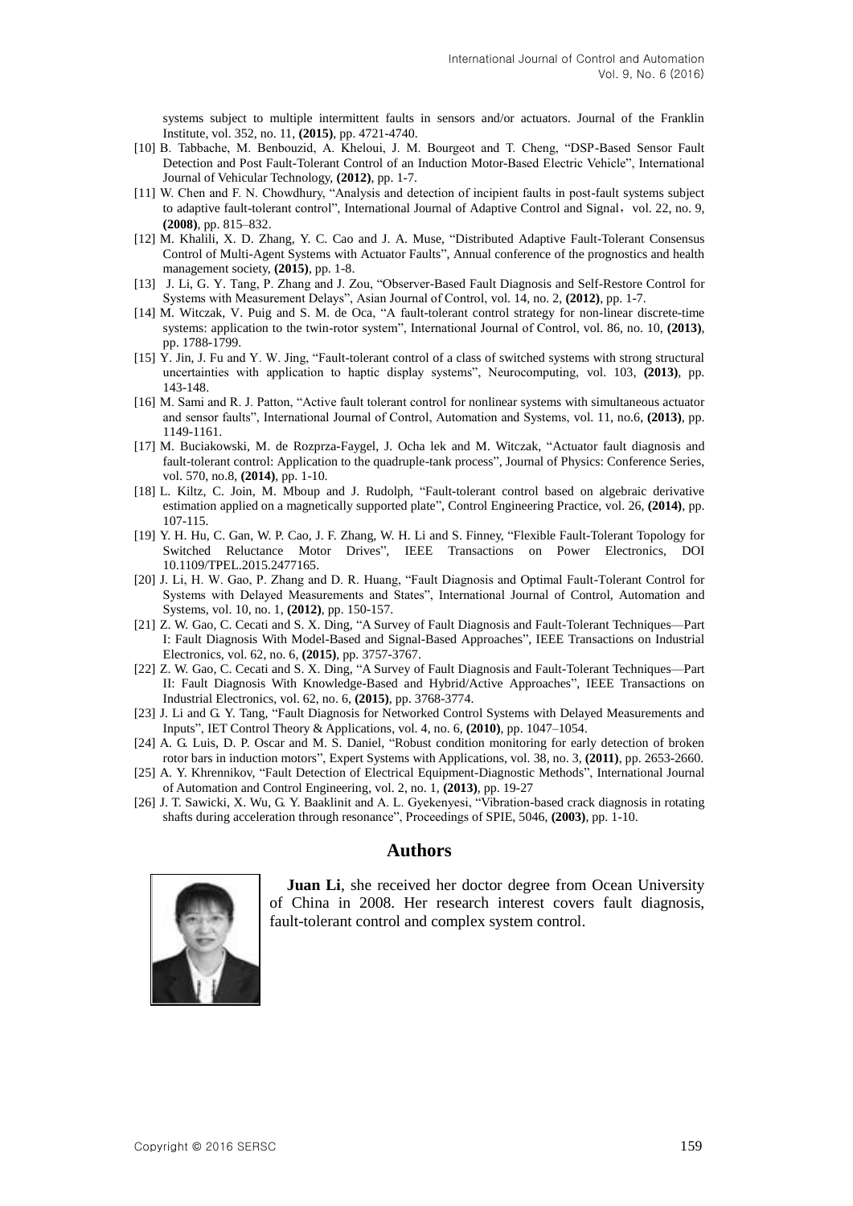systems subject to multiple intermittent faults in sensors and/or actuators. Journal of the Franklin Institute, vol. 352, no. 11, **(2015)**, pp. 4721-4740.

[10] B. Tabbache, M. Benbouzid, A. Kheloui, J. M. Bourgeot and T. Cheng, "DSP-Based Sensor Fault Detection and Post Fault-Tolerant Control of an Induction Motor-Based Electric Vehicle", International Journal of Vehicular Technology, **(2012)**, pp. 1-7.

[11] W. Chen and F. N. Chowdhury, "Analysis and detection of incipient faults in post-fault systems subject to adaptive fault-tolerant control", International Journal of Adaptive Control and Signal，vol. 22, no. 9, **(2008)**, pp. 815–832.

[12] M. Khalili, X. D. Zhang, Y. C. Cao and J. A. Muse, "Distributed Adaptive Fault-Tolerant Consensus Control of Multi-Agent Systems with Actuator Faults", Annual conference of the prognostics and health management society, **(2015)**, pp. 1-8.

[13] J. Li, G. Y. Tang, P. Zhang and J. Zou, "Observer-Based Fault Diagnosis and Self-Restore Control for Systems with Measurement Delays", Asian Journal of Control, vol. 14, no. 2, **(2012)**, pp. 1-7.

[14] M. Witczak, V. Puig and S. M. de Oca, "A fault-tolerant control strategy for non-linear discrete-time systems: application to the twin-rotor system", International Journal of Control, vol. 86, no. 10, **(2013)**, pp. 1788-1799.

[15] Y. Jin, J. Fu and Y. W. Jing, "Fault-tolerant control of a class of switched systems with strong structural uncertainties with application to haptic display systems", Neurocomputing, vol. 103, **(2013)**, pp. 143-148.

[16] M. Sami and R. J. Patton, "Active fault tolerant control for nonlinear systems with simultaneous actuator and sensor faults", International Journal of Control, Automation and Systems, vol. 11, no.6, **(2013)**, pp. 1149-1161.

[17] M. Buciakowski, M. de Rozprza-Faygel, J. Ocha lek and M. Witczak, "Actuator fault diagnosis and fault-tolerant control: Application to the quadruple-tank process", Journal of Physics: Conference Series, vol. 570, no.8, **(2014)**, pp. 1-10.

[18] L. Kiltz, C. Join, M. Mboup and J. Rudolph, "Fault-tolerant control based on algebraic derivative estimation applied on a magnetically supported plate", Control Engineering Practice, vol. 26, **(2014)**, pp. 107-115.

[19] Y. H. Hu, C. Gan, W. P. Cao, J. F. Zhang, W. H. Li and S. Finney, "Flexible Fault-Tolerant Topology for Switched Reluctance Motor Drives", IEEE Transactions on Power Electronics, DOI 10.1109/TPEL.2015.2477165.

[20] J. Li, H. W. Gao, P. Zhang and D. R. Huang, "Fault Diagnosis and Optimal Fault-Tolerant Control for Systems with Delayed Measurements and States", International Journal of Control, Automation and Systems, vol. 10, no. 1, **(2012)**, pp. 150-157.

[21] Z. W. Gao, C. Cecati and S. X. Ding, "A Survey of Fault Diagnosis and Fault-Tolerant Techniques—Part I: Fault Diagnosis With Model-Based and Signal-Based Approaches", IEEE Transactions on Industrial Electronics, vol. 62, no. 6, **(2015)**, pp. 3757-3767.

[22] Z. W. Gao, C. Cecati and S. X. Ding, "A Survey of Fault Diagnosis and Fault-Tolerant Techniques—Part II: Fault Diagnosis With Knowledge-Based and Hybrid/Active Approaches", IEEE Transactions on Industrial Electronics, vol. 62, no. 6, **(2015)**, pp. 3768-3774.

[23] J. Li and G. Y. Tang, "Fault Diagnosis for Networked Control Systems with Delayed Measurements and Inputs", IET Control Theory & Applications, vol. 4, no. 6, **(2010)**, pp. 1047–1054.

[24] A. G. Luis, D. P. Oscar and M. S. Daniel, "Robust condition monitoring for early detection of broken rotor bars in induction motors", Expert Systems with Applications, vol. 38, no. 3, **(2011)**, pp. 2653-2660.

[25] A. Y. Khrennikov, "Fault Detection of Electrical Equipment-Diagnostic Methods", International Journal of Automation and Control Engineering, vol. 2, no. 1, **(2013)**, pp. 19-27

[26] J. T. Sawicki, X. Wu, G. Y. Baaklinit and A. L. Gyekenyesi, "Vibration-based crack diagnosis in rotating shafts during acceleration through resonance", Proceedings of SPIE, 5046, **(2003)**, pp. 1-10.

## Authors

**Juan Li**, she received her doctor degree from Ocean University of China in 2008. Her research interest covers fault diagnosis, fault-tolerant control and complex system control.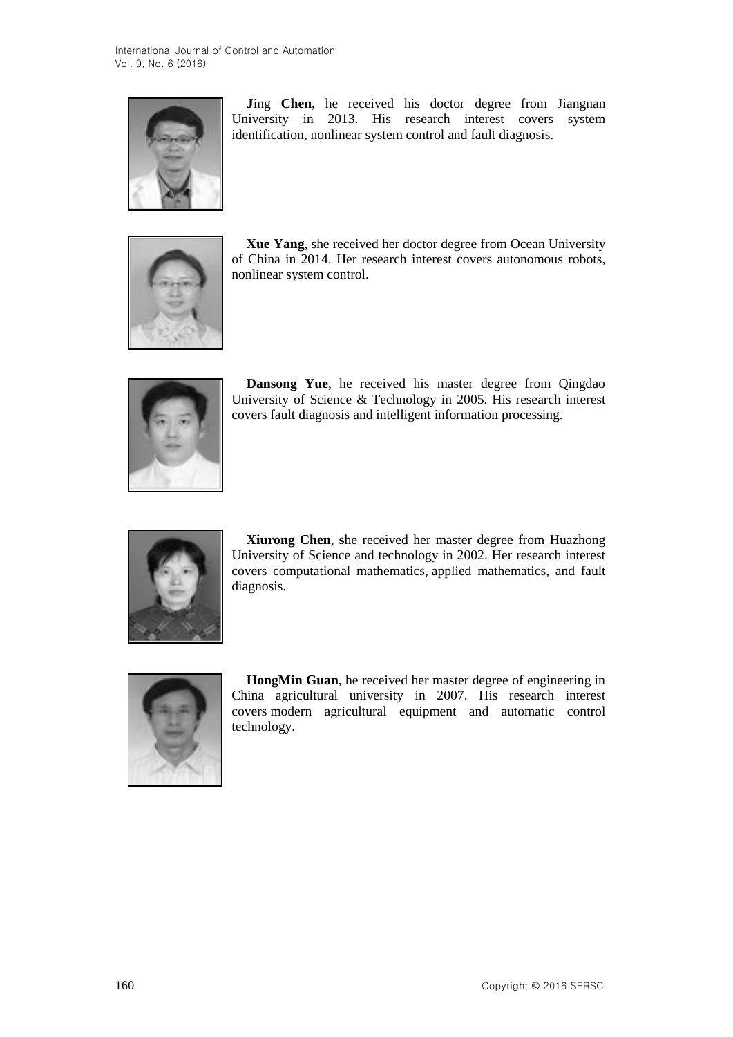**J**ing **Chen**, he received his doctor degree from Jiangnan University in 2013. His research interest covers system identification, nonlinear system control and fault diagnosis.

**Xue Yang**, she received her doctor degree from Ocean University of China in 2014. Her research interest covers autonomous robots, nonlinear system control.

**Dansong Yue**, he received his master degree from Qingdao University of Science & Technology in 2005. His research interest covers fault diagnosis and intelligent information processing.

**Xiurong Chen**, **s**he received her master degree from Huazhong University of Science and technology in 2002. Her research interest covers computational mathematics, applied mathematics, and fault diagnosis.

**HongMin Guan**, he received her master degree of engineering in China agricultural university in 2007. His research interest covers modern agricultural equipment and automatic control technology.